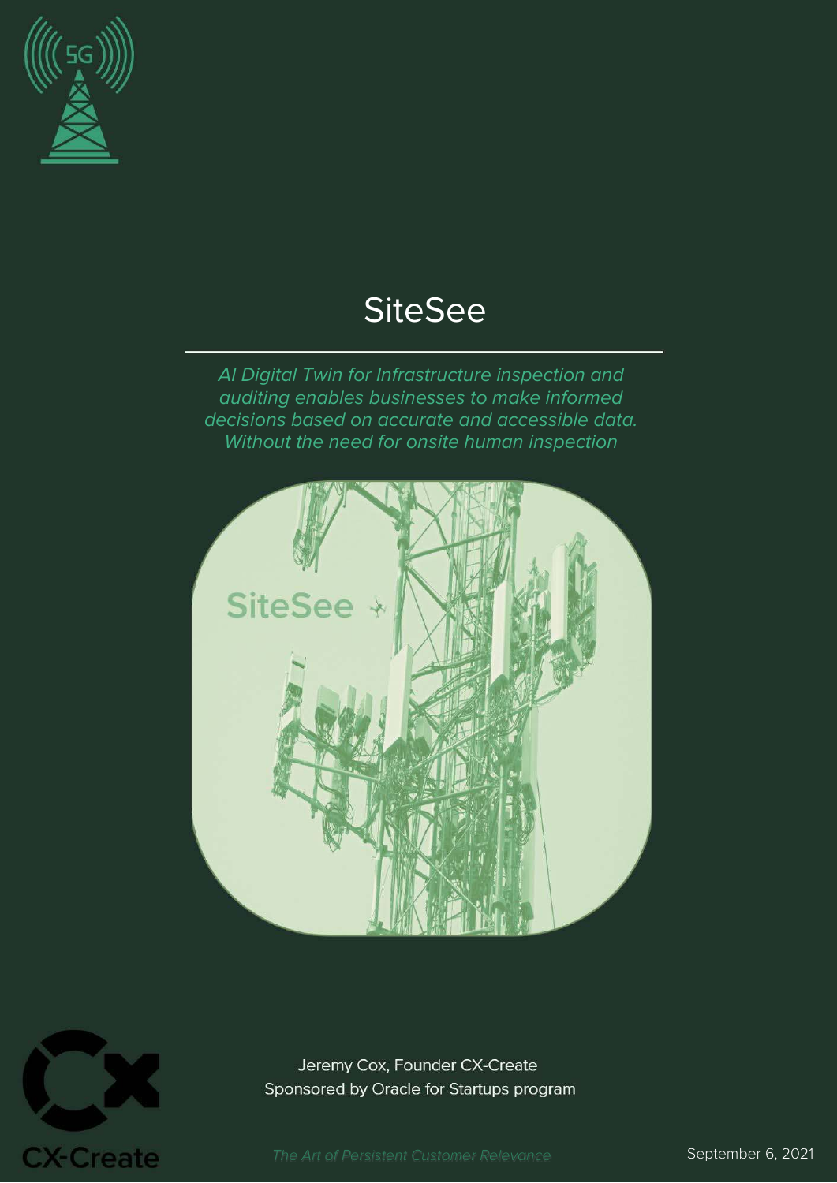# SiteSee

*AI Digital Twin for Infrastructure inspection and auditing enables businesses to make informed decisions based on accurate and accessible data. Without the need for onsite human inspection*

Jeremy Cox, Founder CX-Create
Sponsored by Oracle for Startups program

*The Art of Persistent Customer Relevance*

September 6, 2021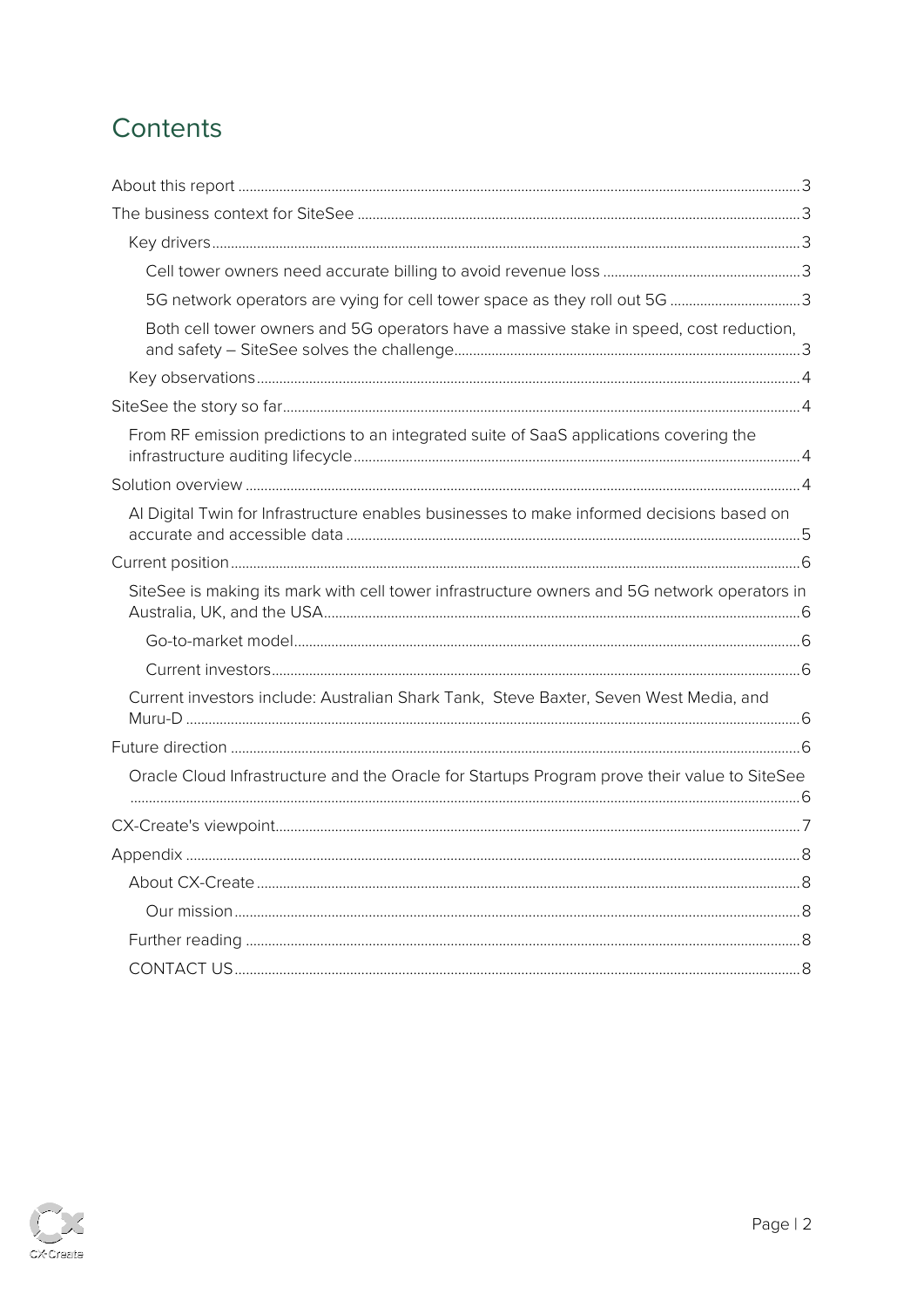# Contents

- About this report ... 3
- The business context for SiteSee ... 3
  - Key drivers ... 3
    - Cell tower owners need accurate billing to avoid revenue loss ... 3
    - 5G network operators are vying for cell tower space as they roll out 5G ... 3
    - Both cell tower owners and 5G operators have a massive stake in speed, cost reduction, and safety – SiteSee solves the challenge ... 3
  - Key observations ... 4
- SiteSee the story so far ... 4
  - From RF emission predictions to an integrated suite of SaaS applications covering the infrastructure auditing lifecycle ... 4
- Solution overview ... 4
  - AI Digital Twin for Infrastructure enables businesses to make informed decisions based on accurate and accessible data ... 5
- Current position ... 6
  - SiteSee is making its mark with cell tower infrastructure owners and 5G network operators in Australia, UK, and the USA ... 6
    - Go-to-market model ... 6
    - Current investors ... 6
  - Current investors include: Australian Shark Tank, Steve Baxter, Seven West Media, and Muru-D ... 6
- Future direction ... 6
  - Oracle Cloud Infrastructure and the Oracle for Startups Program prove their value to SiteSee ... 6
- CX-Create's viewpoint ... 7
- Appendix ... 8
  - About CX-Create ... 8
    - Our mission ... 8
  - Further reading ... 8
  - CONTACT US ... 8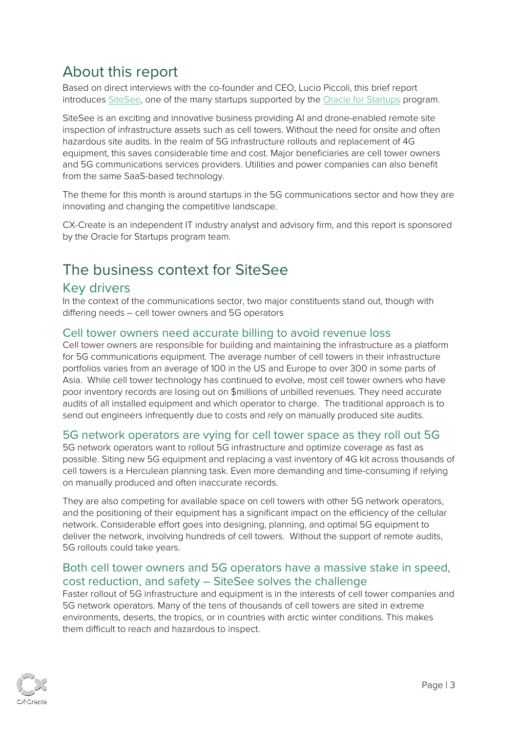# About this report

Based on direct interviews with the co-founder and CEO, Lucio Piccoli, this brief report introduces [SiteSee](), one of the many startups supported by the [Oracle for Startups]() program.

SiteSee is an exciting and innovative business providing AI and drone-enabled remote site inspection of infrastructure assets such as cell towers. Without the need for onsite and often hazardous site audits. In the realm of 5G infrastructure rollouts and replacement of 4G equipment, this saves considerable time and cost. Major beneficiaries are cell tower owners and 5G communications services providers. Utilities and power companies can also benefit from the same SaaS-based technology.

The theme for this month is around startups in the 5G communications sector and how they are innovating and changing the competitive landscape.

CX-Create is an independent IT industry analyst and advisory firm, and this report is sponsored by the Oracle for Startups program team.

# The business context for SiteSee

## Key drivers

In the context of the communications sector, two major constituents stand out, though with differing needs – cell tower owners and 5G operators

### Cell tower owners need accurate billing to avoid revenue loss

Cell tower owners are responsible for building and maintaining the infrastructure as a platform for 5G communications equipment. The average number of cell towers in their infrastructure portfolios varies from an average of 100 in the US and Europe to over 300 in some parts of Asia. While cell tower technology has continued to evolve, most cell tower owners who have poor inventory records are losing out on $millions of unbilled revenues. They need accurate audits of all installed equipment and which operator to charge. The traditional approach is to send out engineers infrequently due to costs and rely on manually produced site audits.

### 5G network operators are vying for cell tower space as they roll out 5G

5G network operators want to rollout 5G infrastructure and optimize coverage as fast as possible. Siting new 5G equipment and replacing a vast inventory of 4G kit across thousands of cell towers is a Herculean planning task. Even more demanding and time-consuming if relying on manually produced and often inaccurate records.

They are also competing for available space on cell towers with other 5G network operators, and the positioning of their equipment has a significant impact on the efficiency of the cellular network. Considerable effort goes into designing, planning, and optimal 5G equipment to deliver the network, involving hundreds of cell towers. Without the support of remote audits, 5G rollouts could take years.

### Both cell tower owners and 5G operators have a massive stake in speed, cost reduction, and safety – SiteSee solves the challenge

Faster rollout of 5G infrastructure and equipment is in the interests of cell tower companies and 5G network operators. Many of the tens of thousands of cell towers are sited in extreme environments, deserts, the tropics, or in countries with arctic winter conditions. This makes them difficult to reach and hazardous to inspect.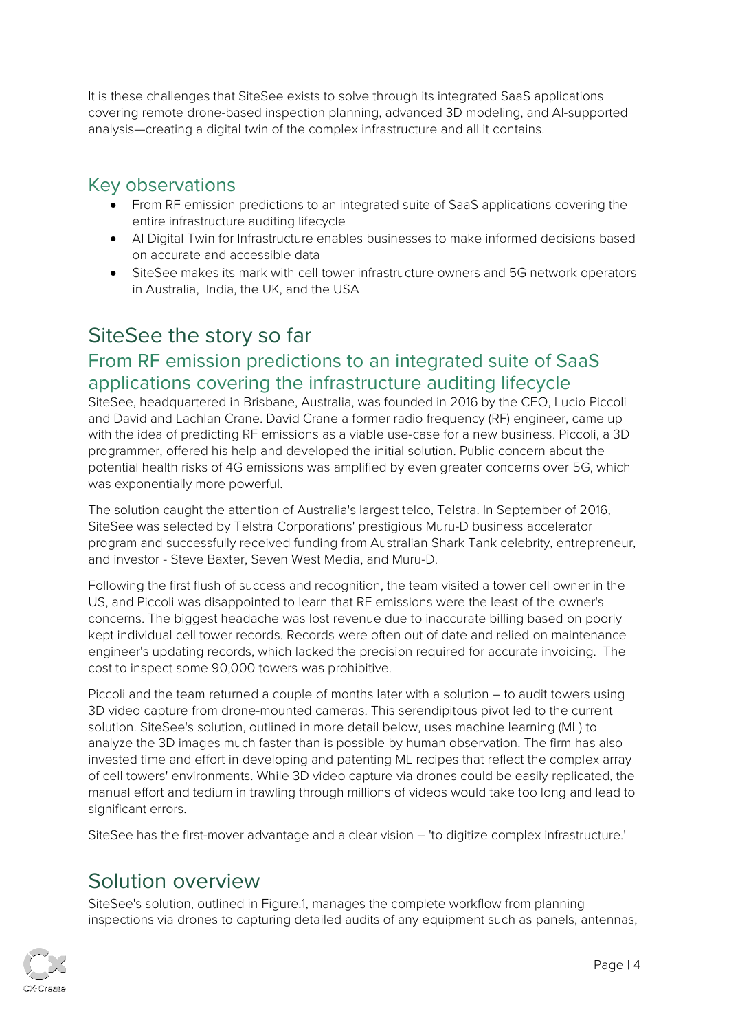It is these challenges that SiteSee exists to solve through its integrated SaaS applications covering remote drone-based inspection planning, advanced 3D modeling, and AI-supported analysis—creating a digital twin of the complex infrastructure and all it contains.

## Key observations

- From RF emission predictions to an integrated suite of SaaS applications covering the entire infrastructure auditing lifecycle
- AI Digital Twin for Infrastructure enables businesses to make informed decisions based on accurate and accessible data
- SiteSee makes its mark with cell tower infrastructure owners and 5G network operators in Australia, India, the UK, and the USA

# SiteSee the story so far

## From RF emission predictions to an integrated suite of SaaS applications covering the infrastructure auditing lifecycle

SiteSee, headquartered in Brisbane, Australia, was founded in 2016 by the CEO, Lucio Piccoli and David and Lachlan Crane. David Crane a former radio frequency (RF) engineer, came up with the idea of predicting RF emissions as a viable use-case for a new business. Piccoli, a 3D programmer, offered his help and developed the initial solution. Public concern about the potential health risks of 4G emissions was amplified by even greater concerns over 5G, which was exponentially more powerful.

The solution caught the attention of Australia's largest telco, Telstra. In September of 2016, SiteSee was selected by Telstra Corporations' prestigious Muru-D business accelerator program and successfully received funding from Australian Shark Tank celebrity, entrepreneur, and investor - Steve Baxter, Seven West Media, and Muru-D.

Following the first flush of success and recognition, the team visited a tower cell owner in the US, and Piccoli was disappointed to learn that RF emissions were the least of the owner's concerns. The biggest headache was lost revenue due to inaccurate billing based on poorly kept individual cell tower records. Records were often out of date and relied on maintenance engineer's updating records, which lacked the precision required for accurate invoicing. The cost to inspect some 90,000 towers was prohibitive.

Piccoli and the team returned a couple of months later with a solution – to audit towers using 3D video capture from drone-mounted cameras. This serendipitous pivot led to the current solution. SiteSee's solution, outlined in more detail below, uses machine learning (ML) to analyze the 3D images much faster than is possible by human observation. The firm has also invested time and effort in developing and patenting ML recipes that reflect the complex array of cell towers' environments. While 3D video capture via drones could be easily replicated, the manual effort and tedium in trawling through millions of videos would take too long and lead to significant errors.

SiteSee has the first-mover advantage and a clear vision – 'to digitize complex infrastructure.'

# Solution overview

SiteSee's solution, outlined in Figure.1, manages the complete workflow from planning inspections via drones to capturing detailed audits of any equipment such as panels, antennas,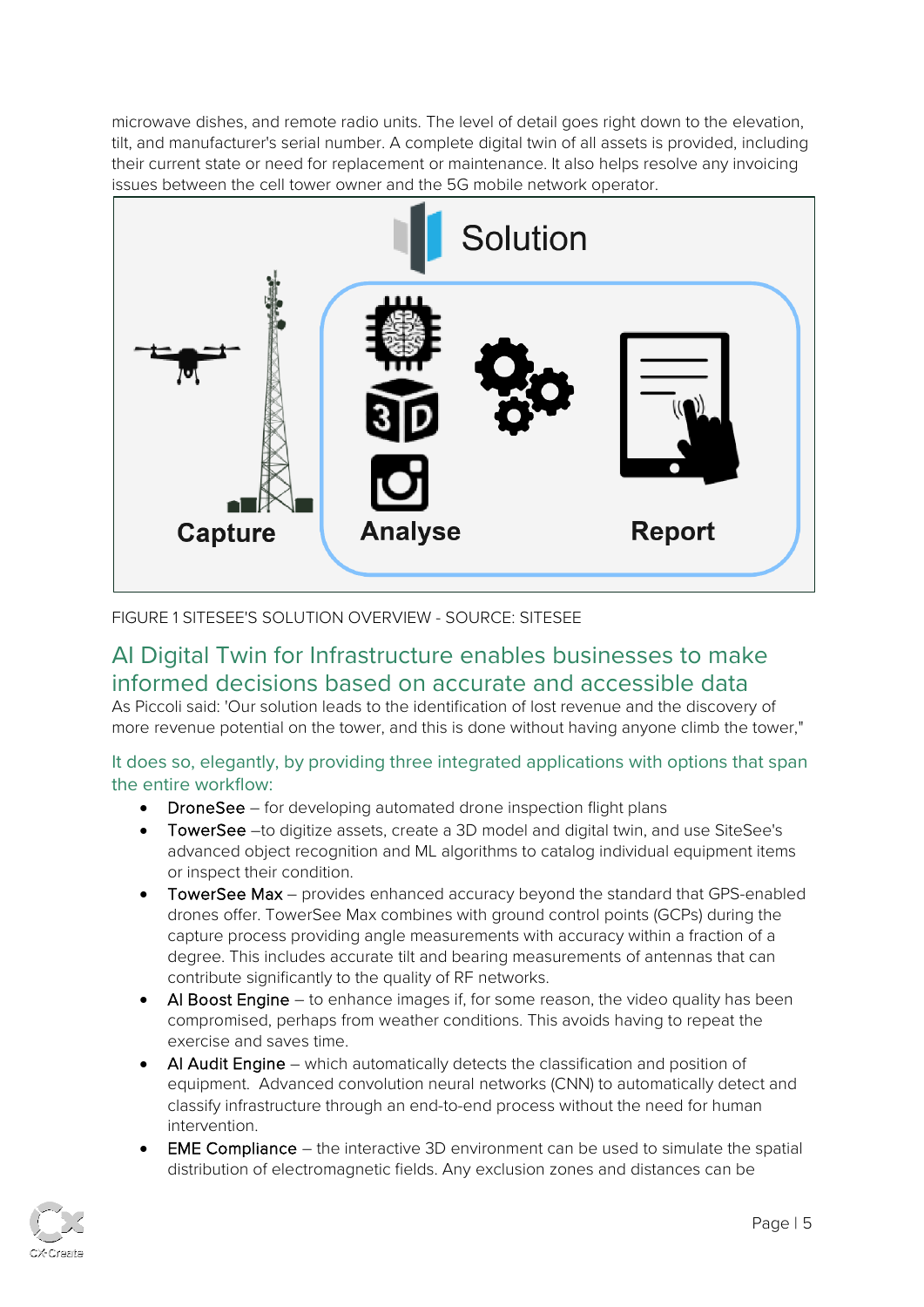microwave dishes, and remote radio units. The level of detail goes right down to the elevation, tilt, and manufacturer's serial number. A complete digital twin of all assets is provided, including their current state or need for replacement or maintenance. It also helps resolve any invoicing issues between the cell tower owner and the 5G mobile network operator.

Solution

Capture

Analyse

Report

FIGURE 1 SITESEE'S SOLUTION OVERVIEW - SOURCE: SITESEE

## AI Digital Twin for Infrastructure enables businesses to make informed decisions based on accurate and accessible data

As Piccoli said: 'Our solution leads to the identification of lost revenue and the discovery of more revenue potential on the tower, and this is done without having anyone climb the tower,"

### It does so, elegantly, by providing three integrated applications with options that span the entire workflow:

- DroneSee – for developing automated drone inspection flight plans
- TowerSee –to digitize assets, create a 3D model and digital twin, and use SiteSee's advanced object recognition and ML algorithms to catalog individual equipment items or inspect their condition.
- TowerSee Max – provides enhanced accuracy beyond the standard that GPS-enabled drones offer. TowerSee Max combines with ground control points (GCPs) during the capture process providing angle measurements with accuracy within a fraction of a degree. This includes accurate tilt and bearing measurements of antennas that can contribute significantly to the quality of RF networks.
- AI Boost Engine – to enhance images if, for some reason, the video quality has been compromised, perhaps from weather conditions. This avoids having to repeat the exercise and saves time.
- AI Audit Engine – which automatically detects the classification and position of equipment. Advanced convolution neural networks (CNN) to automatically detect and classify infrastructure through an end-to-end process without the need for human intervention.
- EME Compliance – the interactive 3D environment can be used to simulate the spatial distribution of electromagnetic fields. Any exclusion zones and distances can be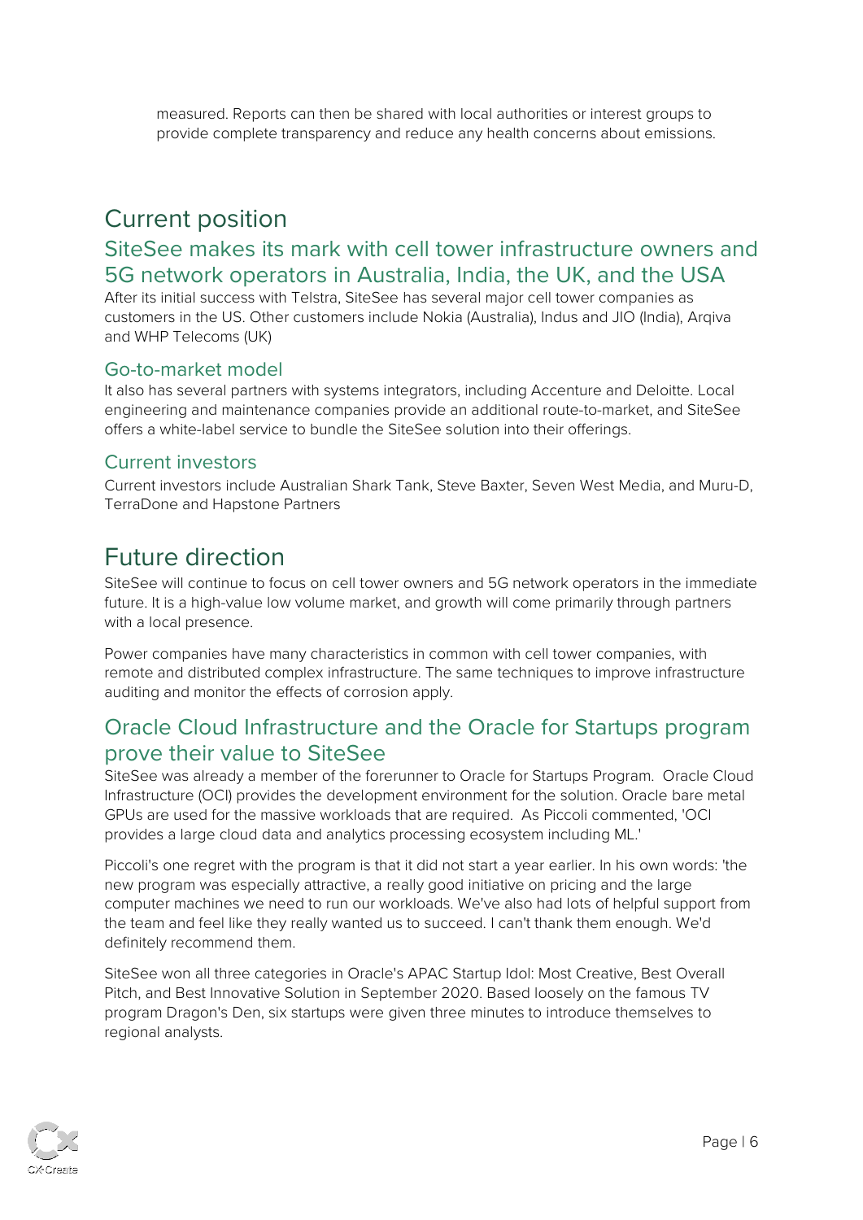measured. Reports can then be shared with local authorities or interest groups to provide complete transparency and reduce any health concerns about emissions.

# Current position

## SiteSee makes its mark with cell tower infrastructure owners and 5G network operators in Australia, India, the UK, and the USA

After its initial success with Telstra, SiteSee has several major cell tower companies as customers in the US. Other customers include Nokia (Australia), Indus and JIO (India), Arqiva and WHP Telecoms (UK)

### Go-to-market model

It also has several partners with systems integrators, including Accenture and Deloitte. Local engineering and maintenance companies provide an additional route-to-market, and SiteSee offers a white-label service to bundle the SiteSee solution into their offerings.

### Current investors

Current investors include Australian Shark Tank, Steve Baxter, Seven West Media, and Muru-D, TerraDone and Hapstone Partners

# Future direction

SiteSee will continue to focus on cell tower owners and 5G network operators in the immediate future. It is a high-value low volume market, and growth will come primarily through partners with a local presence.

Power companies have many characteristics in common with cell tower companies, with remote and distributed complex infrastructure. The same techniques to improve infrastructure auditing and monitor the effects of corrosion apply.

## Oracle Cloud Infrastructure and the Oracle for Startups program prove their value to SiteSee

SiteSee was already a member of the forerunner to Oracle for Startups Program. Oracle Cloud Infrastructure (OCI) provides the development environment for the solution. Oracle bare metal GPUs are used for the massive workloads that are required. As Piccoli commented, 'OCI provides a large cloud data and analytics processing ecosystem including ML.'

Piccoli's one regret with the program is that it did not start a year earlier. In his own words: 'the new program was especially attractive, a really good initiative on pricing and the large computer machines we need to run our workloads. We've also had lots of helpful support from the team and feel like they really wanted us to succeed. I can't thank them enough. We'd definitely recommend them.

SiteSee won all three categories in Oracle's APAC Startup Idol: Most Creative, Best Overall Pitch, and Best Innovative Solution in September 2020. Based loosely on the famous TV program Dragon's Den, six startups were given three minutes to introduce themselves to regional analysts.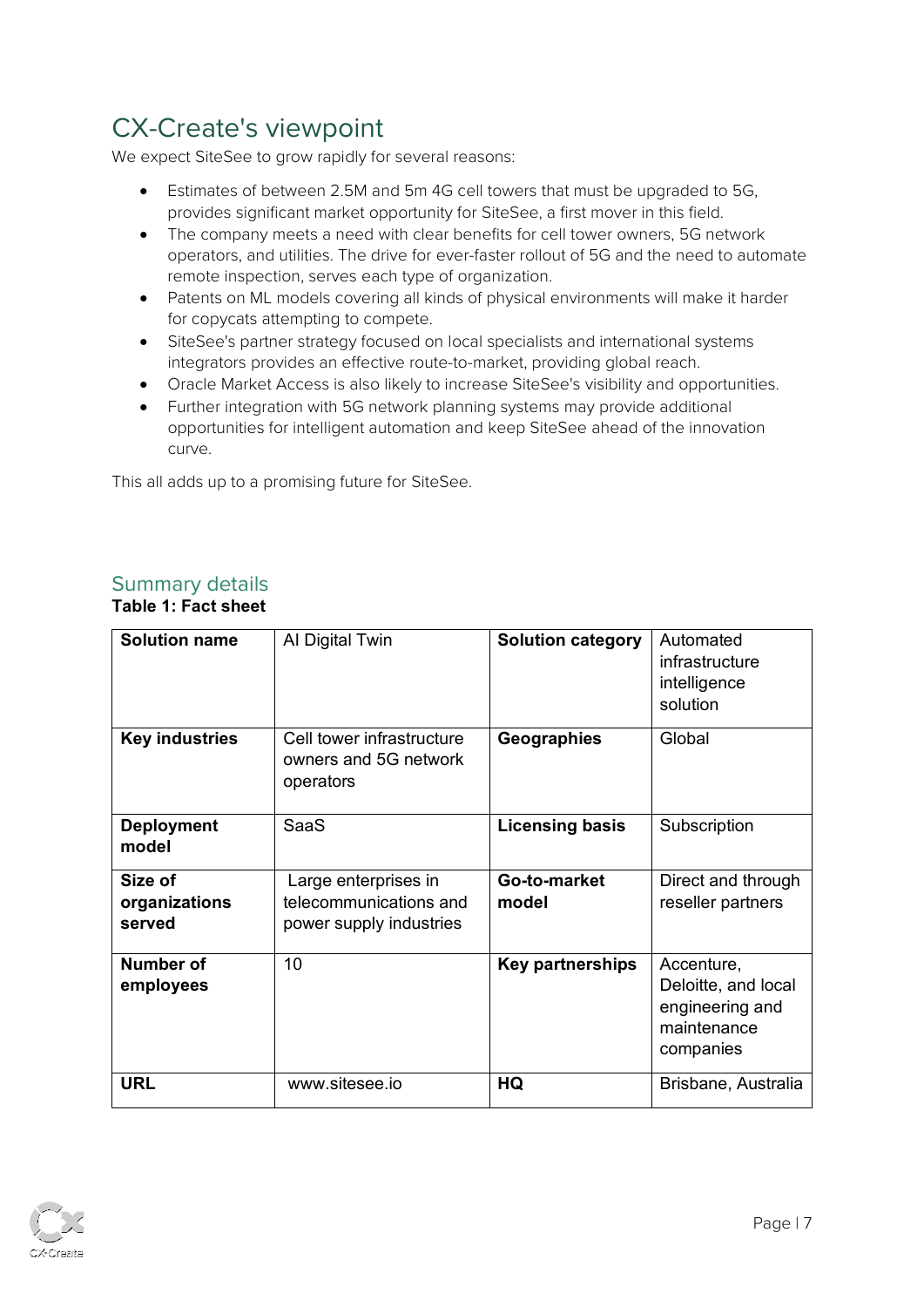## CX-Create's viewpoint

We expect SiteSee to grow rapidly for several reasons:

- Estimates of between 2.5M and 5m 4G cell towers that must be upgraded to 5G, provides significant market opportunity for SiteSee, a first mover in this field.
- The company meets a need with clear benefits for cell tower owners, 5G network operators, and utilities. The drive for ever-faster rollout of 5G and the need to automate remote inspection, serves each type of organization.
- Patents on ML models covering all kinds of physical environments will make it harder for copycats attempting to compete.
- SiteSee's partner strategy focused on local specialists and international systems integrators provides an effective route-to-market, providing global reach.
- Oracle Market Access is also likely to increase SiteSee's visibility and opportunities.
- Further integration with 5G network planning systems may provide additional opportunities for intelligent automation and keep SiteSee ahead of the innovation curve.

This all adds up to a promising future for SiteSee.

## Summary details

**Table 1: Fact sheet**

| **Solution name** | AI Digital Twin | **Solution category** | Automated infrastructure intelligence solution |
|---|---|---|---|
| **Key industries** | Cell tower infrastructure owners and 5G network operators | **Geographies** | Global |
| **Deployment model** | SaaS | **Licensing basis** | Subscription |
| **Size of organizations served** | Large enterprises in telecommunications and power supply industries | **Go-to-market model** | Direct and through reseller partners |
| **Number of employees** | 10 | **Key partnerships** | Accenture, Deloitte, and local engineering and maintenance companies |
| **URL** | www.sitesee.io | **HQ** | Brisbane, Australia |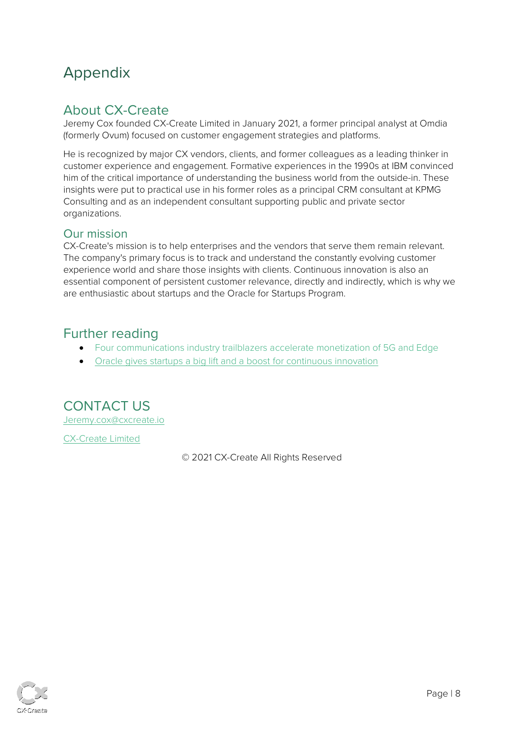# Appendix

## About CX-Create

Jeremy Cox founded CX-Create Limited in January 2021, a former principal analyst at Omdia (formerly Ovum) focused on customer engagement strategies and platforms.

He is recognized by major CX vendors, clients, and former colleagues as a leading thinker in customer experience and engagement. Formative experiences in the 1990s at IBM convinced him of the critical importance of understanding the business world from the outside-in. These insights were put to practical use in his former roles as a principal CRM consultant at KPMG Consulting and as an independent consultant supporting public and private sector organizations.

### Our mission

CX-Create's mission is to help enterprises and the vendors that serve them remain relevant. The company's primary focus is to track and understand the constantly evolving customer experience world and share those insights with clients. Continuous innovation is also an essential component of persistent customer relevance, directly and indirectly, which is why we are enthusiastic about startups and the Oracle for Startups Program.

## Further reading

- Four communications industry trailblazers accelerate monetization of 5G and Edge
- Oracle gives startups a big lift and a boost for continuous innovation

## CONTACT US

Jeremy.cox@cxcreate.io

CX-Create Limited

© 2021 CX-Create All Rights Reserved